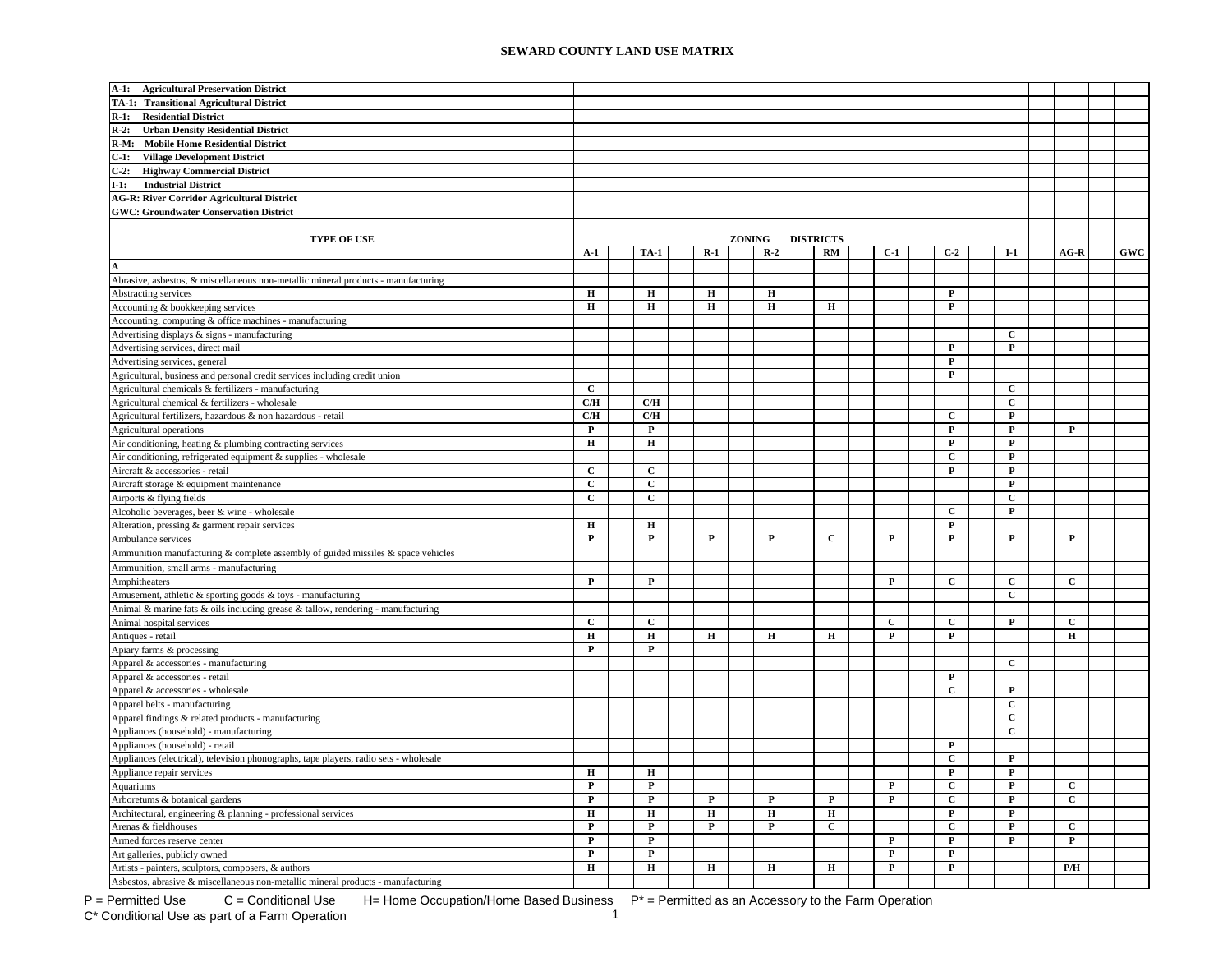# SEWARD COUNTY LAND USE MATRIX

**A-1: Agricultural Preservation District**
**TA-1: Transitional Agricultural District**
**R-1: Residential District**
**R-2: Urban Density Residential District**
**R-M: Mobile Home Residential District**
**C-1: Village Development District**
**C-2: Highway Commercial District**
**I-1: Industrial District**
**AG-R: River Corridor Agricultural District**
**GWC: Groundwater Conservation District**

| TYPE OF USE | A-1 | TA-1 | R-1 | R-2 | RM | C-1 | C-2 | I-1 | AG-R | GWC |
|---|---|---|---|---|---|---|---|---|---|---|
| **A** | | | | | | | | | | |
| Abrasive, asbestos, & miscellaneous non-metallic mineral products - manufacturing | | | | | | | | | | |
| Abstracting services | H | H | H | H | | | P | | | |
| Accounting & bookkeeping services | H | H | H | H | H | | P | | | |
| Accounting, computing & office machines - manufacturing | | | | | | | | | | |
| Advertising displays & signs - manufacturing | | | | | | | | C | | |
| Advertising services, direct mail | | | | | | | P | P | | |
| Advertising services, general | | | | | | | P | | | |
| Agricultural, business and personal credit services including credit union | | | | | | | P | | | |
| Agricultural chemicals & fertilizers - manufacturing | C | | | | | | | C | | |
| Agricultural chemical & fertilizers - wholesale | C/H | C/H | | | | | | C | | |
| Agricultural fertilizers, hazardous & non hazardous - retail | C/H | C/H | | | | | C | P | | |
| Agricultural operations | P | P | | | | | P | P | P | |
| Air conditioning, heating & plumbing contracting services | H | H | | | | | P | P | | |
| Air conditioning, refrigerated equipment & supplies - wholesale | | | | | | | C | P | | |
| Aircraft & accessories - retail | C | C | | | | | P | P | | |
| Aircraft storage & equipment maintenance | C | C | | | | | | P | | |
| Airports & flying fields | C | C | | | | | | C | | |
| Alcoholic beverages, beer & wine - wholesale | | | | | | | C | P | | |
| Alteration, pressing & garment repair services | H | H | | | | | P | | | |
| Ambulance services | P | P | P | P | C | P | P | P | P | |
| Ammunition manufacturing & complete assembly of guided missiles & space vehicles | | | | | | | | | | |
| Ammunition, small arms - manufacturing | | | | | | | | | | |
| Amphitheaters | P | P | | | | P | C | C | C | |
| Amusement, athletic & sporting goods & toys - manufacturing | | | | | | | | C | | |
| Animal & marine fats & oils including grease & tallow, rendering - manufacturing | | | | | | | | | | |
| Animal hospital services | C | C | | | | C | C | P | C | |
| Antiques - retail | H | H | H | H | H | P | P | | H | |
| Apiary farms & processing | P | P | | | | | | | | |
| Apparel & accessories - manufacturing | | | | | | | | C | | |
| Apparel & accessories - retail | | | | | | | P | | | |
| Apparel & accessories - wholesale | | | | | | | C | P | | |
| Apparel belts - manufacturing | | | | | | | | C | | |
| Apparel findings & related products - manufacturing | | | | | | | | C | | |
| Appliances (household) - manufacturing | | | | | | | | C | | |
| Appliances (household) - retail | | | | | | | P | | | |
| Appliances (electrical), television phonographs, tape players, radio sets - wholesale | | | | | | | C | P | | |
| Appliance repair services | H | H | | | | | P | P | | |
| Aquariums | P | P | | | | P | C | P | C | |
| Arboretums & botanical gardens | P | P | P | P | P | P | C | P | C | |
| Architectural, engineering & planning - professional services | H | H | H | H | H | | P | P | | |
| Arenas & fieldhouses | P | P | P | P | C | | C | P | C | |
| Armed forces reserve center | P | P | | | | P | P | P | P | |
| Art galleries, publicly owned | P | P | | | | P | P | | | |
| Artists - painters, sculptors, composers, & authors | H | H | H | H | H | P | P | | P/H | |
| Asbestos, abrasive & miscellaneous non-metallic mineral products - manufacturing | | | | | | | | | | |

P = Permitted Use    C = Conditional Use    H= Home Occupation/Home Based Business    P* = Permitted as an Accessory to the Farm Operation
C* Conditional Use as part of a Farm Operation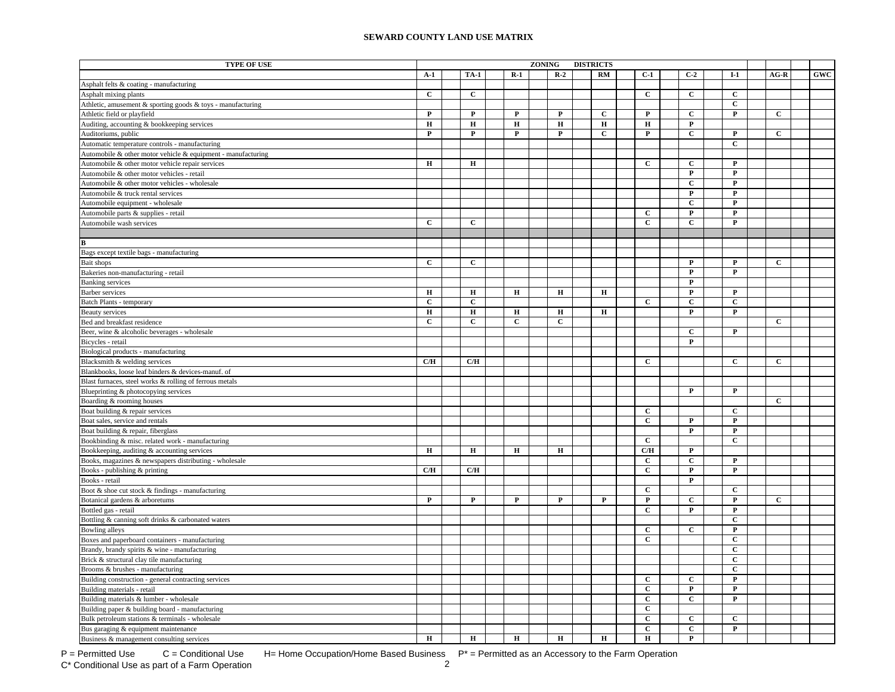# SEWARD COUNTY LAND USE MATRIX

| TYPE OF USE | ZONING DISTRICTS | | | | | | | | | |
|---|---|---|---|---|---|---|---|---|---|---|
| | A-1 | TA-1 | R-1 | R-2 | RM | C-1 | C-2 | I-1 | AG-R | GWC |
| Asphalt felts & coating - manufacturing | | | | | | | | | | |
| Asphalt mixing plants | C | C | | | | C | C | C | | |
| Athletic, amusement & sporting goods & toys - manufacturing | | | | | | | | C | | |
| Athletic field or playfield | P | P | P | P | C | P | C | P | C | |
| Auditing, accounting & bookkeeping services | H | H | H | H | H | H | P | | | |
| Auditoriums, public | P | P | P | P | C | P | C | P | C | |
| Automatic temperature controls - manufacturing | | | | | | | | C | | |
| Automobile & other motor vehicle & equipment - manufacturing | | | | | | | | | | |
| Automobile & other motor vehicle repair services | H | H | | | | C | C | P | | |
| Automobile & other motor vehicles - retail | | | | | | | P | P | | |
| Automobile & other motor vehicles - wholesale | | | | | | | C | P | | |
| Automobile & truck rental services | | | | | | | P | P | | |
| Automobile equipment - wholesale | | | | | | | C | P | | |
| Automobile parts & supplies - retail | | | | | | C | P | P | | |
| Automobile wash services | C | C | | | | C | C | P | | |
| | | | | | | | | | | |
| **B** | | | | | | | | | | |
| Bags except textile bags - manufacturing | | | | | | | | | | |
| Bait shops | C | C | | | | | P | P | C | |
| Bakeries non-manufacturing - retail | | | | | | | P | P | | |
| Banking services | | | | | | | P | | | |
| Barber services | H | H | H | H | H | | P | P | | |
| Batch Plants - temporary | C | C | | | | C | C | C | | |
| Beauty services | H | H | H | H | H | | P | P | | |
| Bed and breakfast residence | C | C | C | C | | | | | C | |
| Beer, wine & alcoholic beverages - wholesale | | | | | | | C | P | | |
| Bicycles - retail | | | | | | | P | | | |
| Biological products - manufacturing | | | | | | | | | | |
| Blacksmith & welding services | C/H | C/H | | | | C | | C | C | |
| Blankbooks, loose leaf binders & devices-manuf. of | | | | | | | | | | |
| Blast furnaces, steel works & rolling of ferrous metals | | | | | | | | | | |
| Blueprinting & photocopying services | | | | | | | P | P | | |
| Boarding & rooming houses | | | | | | | | | C | |
| Boat building & repair services | | | | | | C | | C | | |
| Boat sales, service and rentals | | | | | | C | P | P | | |
| Boat building & repair, fiberglass | | | | | | | P | P | | |
| Bookbinding & misc. related work - manufacturing | | | | | | C | | C | | |
| Bookkeeping, auditing & accounting services | H | H | H | H | | C/H | P | | | |
| Books, magazines & newspapers distributing - wholesale | | | | | | C | C | P | | |
| Books - publishing & printing | C/H | C/H | | | | C | P | P | | |
| Books - retail | | | | | | | P | | | |
| Boot & shoe cut stock & findings - manufacturing | | | | | | C | | C | | |
| Botanical gardens & arboretums | P | P | P | P | P | P | C | P | C | |
| Bottled gas - retail | | | | | | C | P | P | | |
| Bottling & canning soft drinks & carbonated waters | | | | | | | | C | | |
| Bowling alleys | | | | | | C | C | P | | |
| Boxes and paperboard containers - manufacturing | | | | | | C | | C | | |
| Brandy, brandy spirits & wine - manufacturing | | | | | | | | C | | |
| Brick & structural clay tile manufacturing | | | | | | | | C | | |
| Brooms & brushes - manufacturing | | | | | | | | C | | |
| Building construction - general contracting services | | | | | | C | C | P | | |
| Building materials - retail | | | | | | C | P | P | | |
| Building materials & lumber - wholesale | | | | | | C | C | P | | |
| Building paper & building board - manufacturing | | | | | | C | | | | |
| Bulk petroleum stations & terminals - wholesale | | | | | | C | C | C | | |
| Bus garaging & equipment maintenance | | | | | | C | C | P | | |
| Business & management consulting services | H | H | H | H | H | H | P | | | |

P = Permitted Use  C = Conditional Use  H= Home Occupation/Home Based Business  P* = Permitted as an Accessory to the Farm Operation
C* Conditional Use as part of a Farm Operation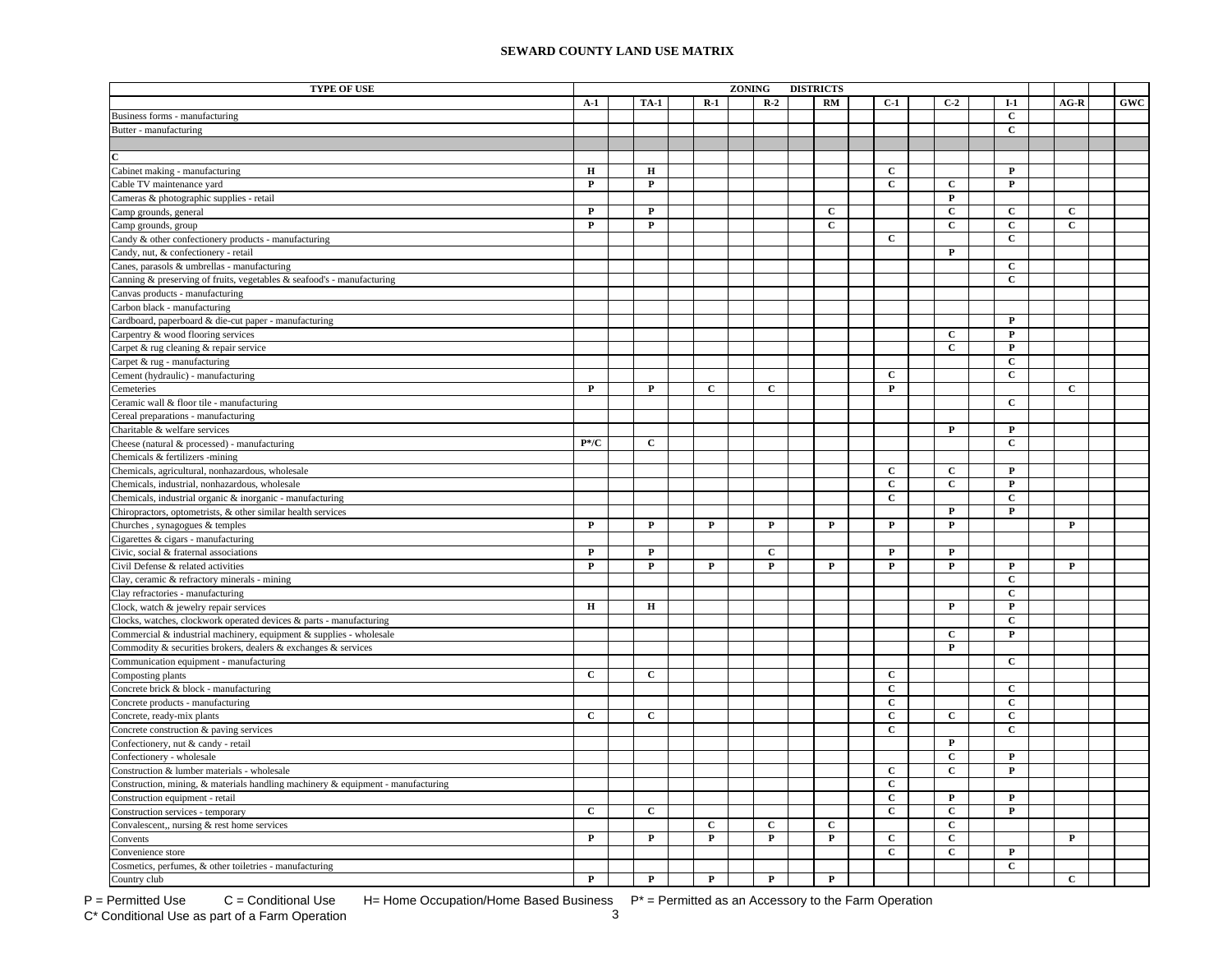# SEWARD COUNTY LAND USE MATRIX

| TYPE OF USE | A-1 | TA-1 | R-1 | R-2 | RM | C-1 | C-2 | I-1 | AG-R | GWC |
|---|---|---|---|---|---|---|---|---|---|---|
| Business forms - manufacturing | | | | | | | | C | | |
| Butter - manufacturing | | | | | | | | C | | |
| | | | | | | | | | | |
| **C** | | | | | | | | | | |
| Cabinet making - manufacturing | H | H | | | | C | | P | | |
| Cable TV maintenance yard | P | P | | | | C | C | P | | |
| Cameras & photographic supplies - retail | | | | | | | P | | | |
| Camp grounds, general | P | P | | | C | | C | C | C | |
| Camp grounds, group | P | P | | | C | | C | C | C | |
| Candy & other confectionery products - manufacturing | | | | | | C | | C | | |
| Candy, nut, & confectionery - retail | | | | | | | P | | | |
| Canes, parasols & umbrellas - manufacturing | | | | | | | | C | | |
| Canning & preserving of fruits, vegetables & seafood's - manufacturing | | | | | | | | C | | |
| Canvas products - manufacturing | | | | | | | | | | |
| Carbon black - manufacturing | | | | | | | | | | |
| Cardboard, paperboard & die-cut paper - manufacturing | | | | | | | | P | | |
| Carpentry & wood flooring services | | | | | | | C | P | | |
| Carpet & rug cleaning & repair service | | | | | | | C | P | | |
| Carpet & rug - manufacturing | | | | | | | | C | | |
| Cement (hydraulic) - manufacturing | | | | | | C | | C | | |
| Cemeteries | P | P | C | C | | P | | | C | |
| Ceramic wall & floor tile - manufacturing | | | | | | | | C | | |
| Cereal preparations - manufacturing | | | | | | | | | | |
| Charitable & welfare services | | | | | | | P | P | | |
| Cheese (natural & processed) - manufacturing | P*/C | C | | | | | | C | | |
| Chemicals & fertilizers -mining | | | | | | | | | | |
| Chemicals, agricultural, nonhazardous, wholesale | | | | | | C | C | P | | |
| Chemicals, industrial, nonhazardous, wholesale | | | | | | C | C | P | | |
| Chemicals, industrial organic & inorganic - manufacturing | | | | | | C | | C | | |
| Chiropractors, optometrists, & other similar health services | | | | | | | P | P | | |
| Churches , synagogues & temples | P | P | P | P | P | P | P | | P | |
| Cigarettes & cigars - manufacturing | | | | | | | | | | |
| Civic, social & fraternal associations | P | P | | C | | P | P | | | |
| Civil Defense & related activities | P | P | P | P | P | P | P | P | P | |
| Clay, ceramic & refractory minerals - mining | | | | | | | | C | | |
| Clay refractories - manufacturing | | | | | | | | C | | |
| Clock, watch & jewelry repair services | H | H | | | | | P | P | | |
| Clocks, watches, clockwork operated devices & parts - manufacturing | | | | | | | | C | | |
| Commercial & industrial machinery, equipment & supplies - wholesale | | | | | | | C | P | | |
| Commodity & securities brokers, dealers & exchanges & services | | | | | | | P | | | |
| Communication equipment - manufacturing | | | | | | | | C | | |
| Composting plants | C | C | | | | C | | | | |
| Concrete brick & block - manufacturing | | | | | | C | | C | | |
| Concrete products - manufacturing | | | | | | C | | C | | |
| Concrete, ready-mix plants | C | C | | | | C | C | C | | |
| Concrete construction & paving services | | | | | | C | | C | | |
| Confectionery, nut & candy - retail | | | | | | | P | | | |
| Confectionery - wholesale | | | | | | | C | P | | |
| Construction & lumber materials - wholesale | | | | | | C | C | P | | |
| Construction, mining, & materials handling machinery & equipment - manufacturing | | | | | | C | | | | |
| Construction equipment - retail | | | | | | C | P | P | | |
| Construction services - temporary | C | C | | | | C | C | P | | |
| Convalescent,, nursing & rest home services | | | C | C | C | | C | | | |
| Convents | P | P | P | P | P | C | C | | P | |
| Convenience store | | | | | | C | C | P | | |
| Cosmetics, perfumes, & other toiletries - manufacturing | | | | | | | | C | | |
| Country club | P | P | P | P | P | | | | C | |

P = Permitted Use  C = Conditional Use  H= Home Occupation/Home Based Business  P* = Permitted as an Accessory to the Farm Operation
C* Conditional Use as part of a Farm Operation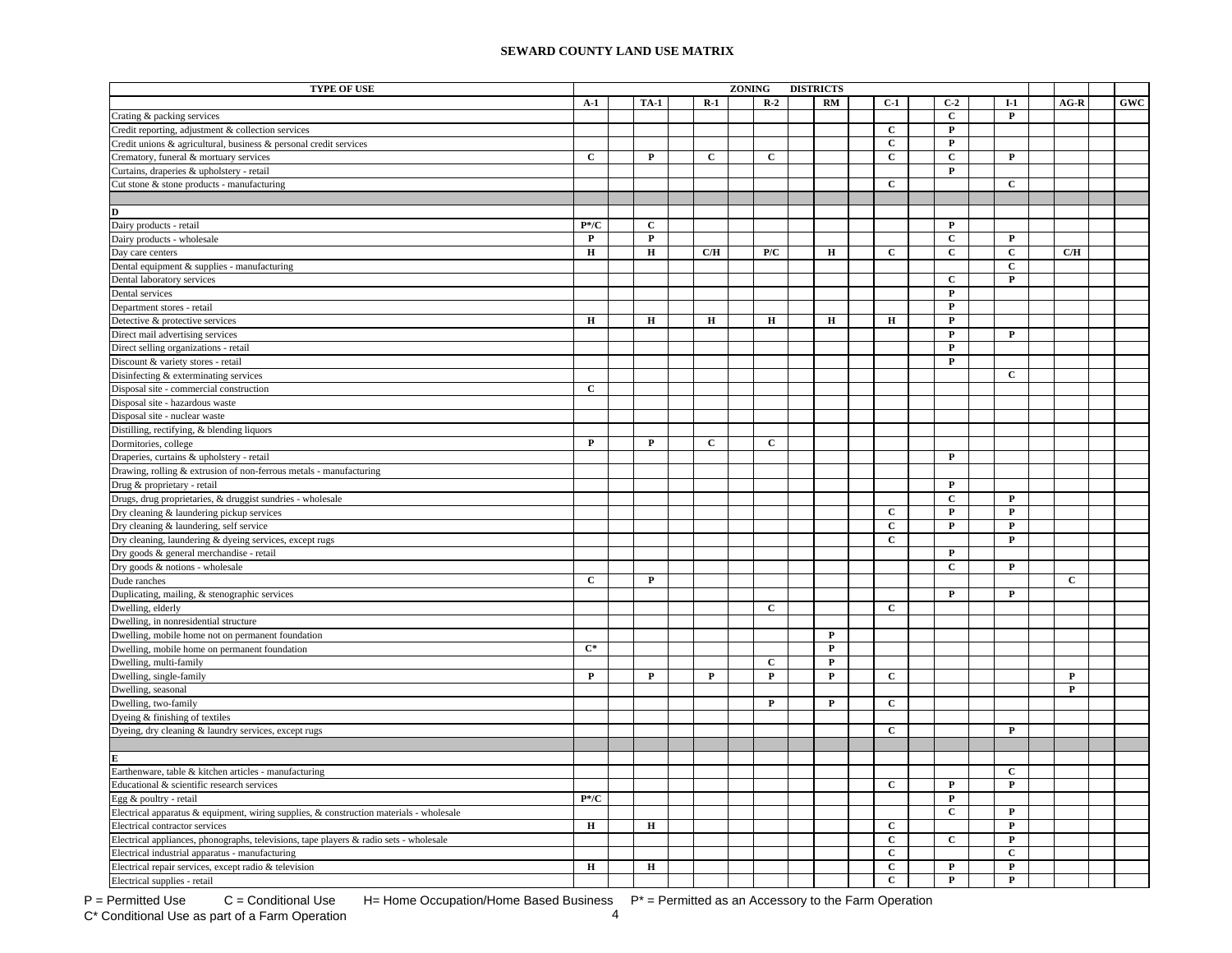# SEWARD COUNTY LAND USE MATRIX

| TYPE OF USE | ZONING DISTRICTS | | | | | | | | | |
|---|---|---|---|---|---|---|---|---|---|---|
| | A-1 | TA-1 | R-1 | R-2 | RM | C-1 | C-2 | I-1 | AG-R | GWC |
| Crating & packing services | | | | | | | C | P | | |
| Credit reporting, adjustment & collection services | | | | | | C | P | | | |
| Credit unions & agricultural, business & personal credit services | | | | | | C | P | | | |
| Crematory, funeral & mortuary services | C | P | C | C | | C | C | P | | |
| Curtains, draperies & upholstery - retail | | | | | | | P | | | |
| Cut stone & stone products - manufacturing | | | | | | C | | C | | |
| | | | | | | | | | | |
| **D** | | | | | | | | | | |
| Dairy products - retail | P*/C | C | | | | | P | | | |
| Dairy products - wholesale | P | P | | | | | C | P | | |
| Day care centers | H | H | C/H | P/C | H | C | C | C | C/H | |
| Dental equipment & supplies - manufacturing | | | | | | | | C | | |
| Dental laboratory services | | | | | | | C | P | | |
| Dental services | | | | | | | P | | | |
| Department stores - retail | | | | | | | P | | | |
| Detective & protective services | H | H | H | H | H | H | P | | | |
| Direct mail advertising services | | | | | | | P | P | | |
| Direct selling organizations - retail | | | | | | | P | | | |
| Discount & variety stores - retail | | | | | | | P | | | |
| Disinfecting & exterminating services | | | | | | | | C | | |
| Disposal site - commercial construction | C | | | | | | | | | |
| Disposal site - hazardous waste | | | | | | | | | | |
| Disposal site - nuclear waste | | | | | | | | | | |
| Distilling, rectifying, & blending liquors | | | | | | | | | | |
| Dormitories, college | P | P | C | C | | | | | | |
| Draperies, curtains & upholstery - retail | | | | | | | P | | | |
| Drawing, rolling & extrusion of non-ferrous metals - manufacturing | | | | | | | | | | |
| Drug & proprietary - retail | | | | | | | P | | | |
| Drugs, drug proprietaries, & druggist sundries - wholesale | | | | | | | C | P | | |
| Dry cleaning & laundering pickup services | | | | | | C | P | P | | |
| Dry cleaning & laundering, self service | | | | | | C | P | P | | |
| Dry cleaning, laundering & dyeing services, except rugs | | | | | | C | | P | | |
| Dry goods & general merchandise - retail | | | | | | | P | | | |
| Dry goods & notions - wholesale | | | | | | | C | P | | |
| Dude ranches | C | P | | | | | | | C | |
| Duplicating, mailing, & stenographic services | | | | | | | P | P | | |
| Dwelling, elderly | | | | C | | C | | | | |
| Dwelling, in nonresidential structure | | | | | | | | | | |
| Dwelling, mobile home not on permanent foundation | | | | | P | | | | | |
| Dwelling, mobile home on permanent foundation | C* | | | | P | | | | | |
| Dwelling, multi-family | | | | C | P | | | | | |
| Dwelling, single-family | P | P | P | P | P | C | | | P | |
| Dwelling, seasonal | | | | | | | | | P | |
| Dwelling, two-family | | | | P | P | C | | | | |
| Dyeing & finishing of textiles | | | | | | | | | | |
| Dyeing, dry cleaning & laundry services, except rugs | | | | | | C | | P | | |
| | | | | | | | | | | |
| **E** | | | | | | | | | | |
| Earthenware, table & kitchen articles - manufacturing | | | | | | | | C | | |
| Educational & scientific research services | | | | | | C | P | P | | |
| Egg & poultry - retail | P*/C | | | | | | P | | | |
| Electrical apparatus & equipment, wiring supplies, & construction materials - wholesale | | | | | | | C | P | | |
| Electrical contractor services | H | H | | | | C | | P | | |
| Electrical appliances, phonographs, televisions, tape players & radio sets - wholesale | | | | | | C | C | P | | |
| Electrical industrial apparatus - manufacturing | | | | | | C | | C | | |
| Electrical repair services, except radio & television | H | H | | | | C | P | P | | |
| Electrical supplies - retail | | | | | | C | P | P | | |

P = Permitted Use    C = Conditional Use    H= Home Occupation/Home Based Business    P* = Permitted as an Accessory to the Farm Operation
C* Conditional Use as part of a Farm Operation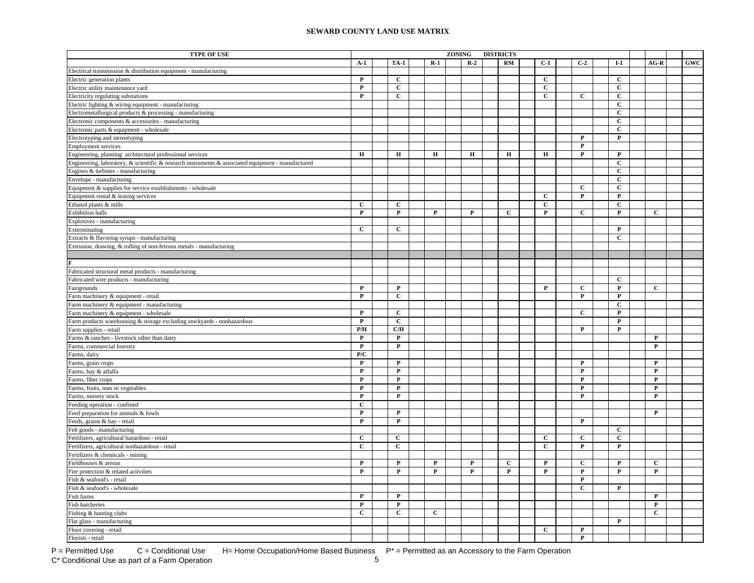# SEWARD COUNTY LAND USE MATRIX

| TYPE OF USE | A-1 | TA-1 | R-1 | R-2 | RM | C-1 | C-2 | I-1 | AG-R | GWC |
|---|---|---|---|---|---|---|---|---|---|---|
| Electrical transmission & distribution equipment - manufacturing | | | | | | | | | | |
| Electric generation plants | P | C | | | | C | | C | | |
| Electric utility maintenance yard | P | C | | | | C | | C | | |
| Electricity regulating substations | P | C | | | | C | C | C | | |
| Electric lighting & wiring equipment - manufacturing | | | | | | | | C | | |
| Electrometallurgical products & processing - manufacturing | | | | | | | | C | | |
| Electronic components & accessories - manufacturing | | | | | | | | C | | |
| Electronic parts & equipment - wholesale | | | | | | | | C | | |
| Electrotyping and stereotyping | | | | | | | P | P | | |
| Employment services | | | | | | | P | | | |
| Engineering, planning architectural professional services | H | H | H | H | H | H | P | P | | |
| Engineering, laboratory, & scientific & research instruments & associated equipment - manufactured | | | | | | | | C | | |
| Engines & turbines - manufacturing | | | | | | | | C | | |
| Envelope - manufacturing | | | | | | | | C | | |
| Equipment & supplies for service establishments - wholesale | | | | | | | C | C | | |
| Equipment rental & leasing services | | | | | | C | P | P | | |
| Ethanol plants & mills | C | C | | | | C | | C | | |
| Exhibition halls | P | P | P | P | C | P | C | P | C | |
| Explosives - manufacturing | | | | | | | | | | |
| Exterminating | C | C | | | | | | P | | |
| Extracts & flavoring syrups - manufacturing | | | | | | | | C | | |
| Extrusion, drawing, & rolling of non-ferrous metals - manufacturing | | | | | | | | | | |
| | | | | | | | | | | |
| **F** | | | | | | | | | | |
| Fabricated structural metal products - manufacturing | | | | | | | | | | |
| Fabricated wire products - manufacturing | | | | | | | | C | | |
| Fairgrounds | P | P | | | | P | C | P | C | |
| Farm machinery & equipment - retail | P | C | | | | | P | P | | |
| Farm machinery & equipment - manufacturing | | | | | | | | C | | |
| Farm machinery & equipment - wholesale | P | C | | | | | C | P | | |
| Farm products warehousing & storage excluding stockyards - nonhazardous | P | C | | | | | | P | | |
| Farm supplies - retail | P/H | C/H | | | | | P | P | | |
| Farms & ranches - livestock other than dairy | P | P | | | | | | | P | |
| Farms, commercial forestry | P | P | | | | | | | P | |
| Farms, dairy | P/C | | | | | | | | | |
| Farms, grain crops | P | P | | | | | P | | P | |
| Farms, hay & alfalfa | P | P | | | | | P | | P | |
| Farms, fiber crops | P | P | | | | | P | | P | |
| Farms, fruits, nuts or vegetables | P | P | | | | | P | | P | |
| Farms, nursery stock | P | P | | | | | P | | P | |
| Feeding operation - confined | C | | | | | | | | | |
| Feed preparation for animals & fowls | P | P | | | | | | | P | |
| Feeds, grains & hay - retail | P | P | | | | | P | | | |
| Felt goods - manufacturing | | | | | | | | C | | |
| Fertilizers, agricultural hazardous - retail | C | C | | | | C | C | C | | |
| Fertilizers, agricultural nonhazardous - retail | C | C | | | | C | P | P | | |
| Fertilizers & chemicals - mining | | | | | | | | | | |
| Fieldhouses & arenas | P | P | P | P | C | P | C | P | C | |
| Fire protection & related activities | P | P | P | P | P | P | P | P | P | |
| Fish & seafood's - retail | | | | | | | P | | | |
| Fish & seafood's - wholesale | | | | | | | C | P | | |
| Fish farms | P | P | | | | | | | P | |
| Fish hatcheries | P | P | | | | | | | P | |
| Fishing & hunting clubs | C | C | C | | | | | | C | |
| Flat glass - manufacturing | | | | | | | | P | | |
| Floor covering - retail | | | | | | C | P | | | |
| Florists - retail | | | | | | | P | | | |

P = Permitted Use  C = Conditional Use  H= Home Occupation/Home Based Business  P* = Permitted as an Accessory to the Farm Operation
C* Conditional Use as part of a Farm Operation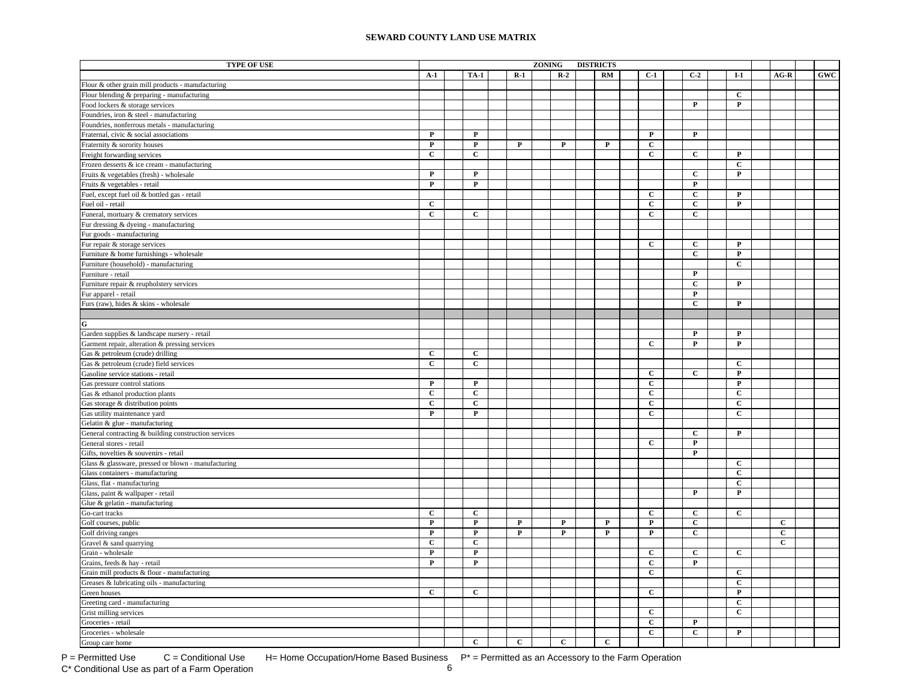# SEWARD COUNTY LAND USE MATRIX

| TYPE OF USE | A-1 | TA-1 | R-1 | R-2 | RM | C-1 | C-2 | I-1 | AG-R | GWC |
|---|---|---|---|---|---|---|---|---|---|---|
| Flour & other grain mill products - manufacturing | | | | | | | | | | |
| Flour blending & preparing - manufacturing | | | | | | | | C | | |
| Food lockers & storage services | | | | | | | P | P | | |
| Foundries, iron & steel - manufacturing | | | | | | | | | | |
| Foundries, nonferrous metals - manufacturing | | | | | | | | | | |
| Fraternal, civic & social associations | P | P | | | | P | P | | | |
| Fraternity & sorority houses | P | P | P | P | P | C | | | | |
| Freight forwarding services | C | C | | | | C | C | P | | |
| Frozen desserts & ice cream - manufacturing | | | | | | | | C | | |
| Fruits & vegetables (fresh) - wholesale | P | P | | | | | C | P | | |
| Fruits & vegetables - retail | P | P | | | | | P | | | |
| Fuel, except fuel oil & bottled gas - retail | | | | | | C | C | P | | |
| Fuel oil - retail | C | | | | | C | C | P | | |
| Funeral, mortuary & crematory services | C | C | | | | C | C | | | |
| Fur dressing & dyeing - manufacturing | | | | | | | | | | |
| Fur goods - manufacturing | | | | | | | | | | |
| Fur repair & storage services | | | | | | C | C | P | | |
| Furniture & home furnishings - wholesale | | | | | | | C | P | | |
| Furniture (household) - manufacturing | | | | | | | | C | | |
| Furniture - retail | | | | | | | P | | | |
| Furniture repair & reupholstery services | | | | | | | C | P | | |
| Fur apparel - retail | | | | | | | P | | | |
| Furs (raw), hides & skins - wholesale | | | | | | | C | P | | |
| | | | | | | | | | | |
| **G** | | | | | | | | | | |
| Garden supplies & landscape nursery - retail | | | | | | | P | P | | |
| Garment repair, alteration & pressing services | | | | | | C | P | P | | |
| Gas & petroleum (crude) drilling | C | C | | | | | | | | |
| Gas & petroleum (crude) field services | C | C | | | | | | C | | |
| Gasoline service stations - retail | | | | | | C | C | P | | |
| Gas pressure control stations | P | P | | | | C | | P | | |
| Gas & ethanol production plants | C | C | | | | C | | C | | |
| Gas storage & distribution points | C | C | | | | C | | C | | |
| Gas utility maintenance yard | P | P | | | | C | | C | | |
| Gelatin & glue - manufacturing | | | | | | | | | | |
| General contracting & building construction services | | | | | | | C | P | | |
| General stores - retail | | | | | | C | P | | | |
| Gifts, novelties & souvenirs - retail | | | | | | | P | | | |
| Glass & glassware, pressed or blown - manufacturing | | | | | | | | C | | |
| Glass containers - manufacturing | | | | | | | | C | | |
| Glass, flat - manufacturing | | | | | | | | C | | |
| Glass, paint & wallpaper - retail | | | | | | | P | P | | |
| Glue & gelatin - manufacturing | | | | | | | | | | |
| Go-cart tracks | C | C | | | | C | C | C | | |
| Golf courses, public | P | P | P | P | P | P | C | | C | |
| Golf driving ranges | P | P | P | P | P | P | C | | C | |
| Gravel & sand quarrying | C | C | | | | | | | C | |
| Grain - wholesale | P | P | | | | C | C | C | | |
| Grains, feeds & hay - retail | P | P | | | | C | P | | | |
| Grain mill products & flour - manufacturing | | | | | | C | | C | | |
| Greases & lubricating oils - manufacturing | | | | | | | | C | | |
| Green houses | C | C | | | | C | | P | | |
| Greeting card - manufacturing | | | | | | | | C | | |
| Grist milling services | | | | | | C | | C | | |
| Groceries - retail | | | | | | C | P | | | |
| Groceries - wholesale | | | | | | C | C | P | | |
| Group care home | | C | C | C | C | | | | | |

P = Permitted Use  C = Conditional Use  H= Home Occupation/Home Based Business  P* = Permitted as an Accessory to the Farm Operation  
C* Conditional Use as part of a Farm Operation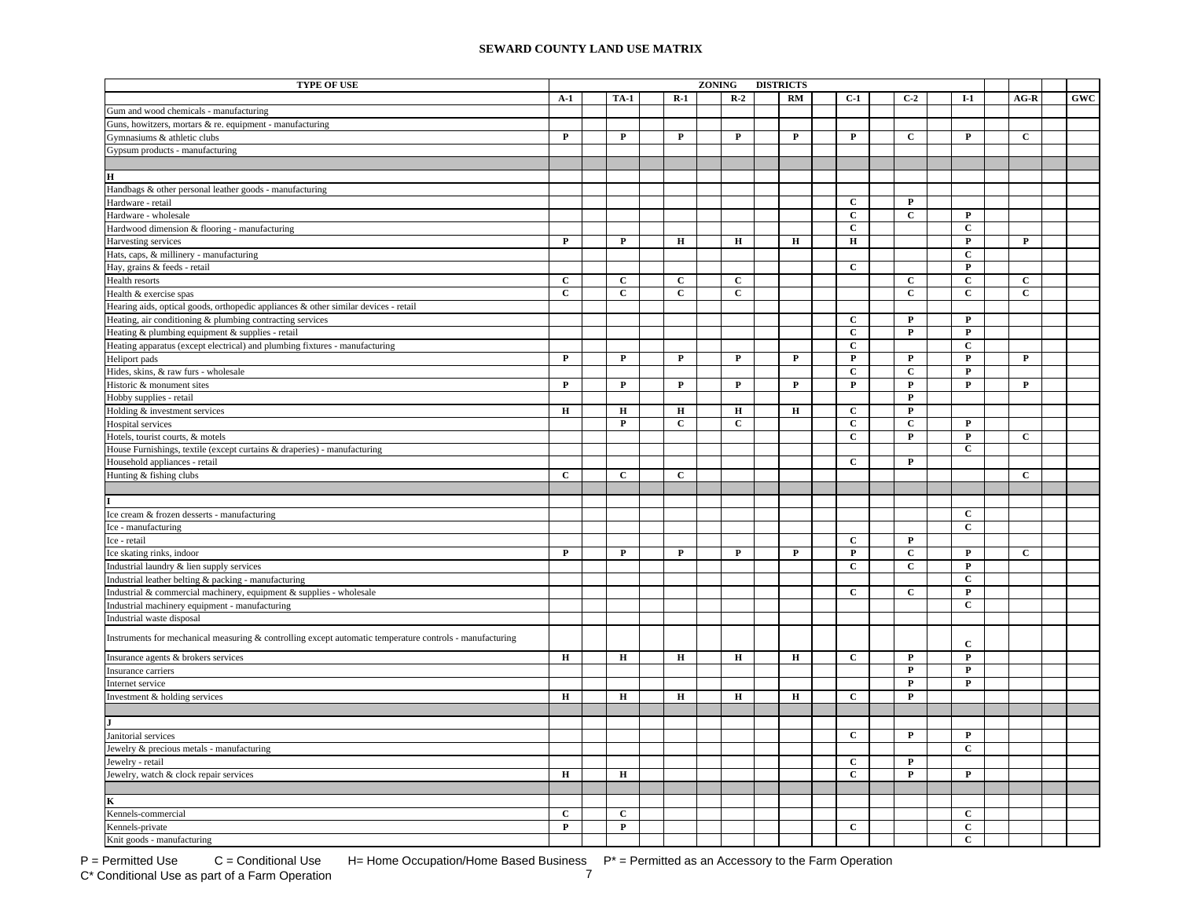# SEWARD COUNTY LAND USE MATRIX

| TYPE OF USE | A-1 | TA-1 | R-1 | R-2 | RM | C-1 | C-2 | I-1 | AG-R | GWC |
|---|---|---|---|---|---|---|---|---|---|---|
| Gum and wood chemicals - manufacturing | | | | | | | | | | |
| Guns, howitzers, mortars & re. equipment - manufacturing | | | | | | | | | | |
| Gymnasiums & athletic clubs | P | P | P | P | P | P | C | P | C | |
| Gypsum products - manufacturing | | | | | | | | | | |
| | | | | | | | | | | |
| **H** | | | | | | | | | | |
| Handbags & other personal leather goods - manufacturing | | | | | | | | | | |
| Hardware - retail | | | | | | C | P | | | |
| Hardware - wholesale | | | | | | C | C | P | | |
| Hardwood dimension & flooring - manufacturing | | | | | | C | | C | | |
| Harvesting services | P | P | H | H | H | H | | P | P | |
| Hats, caps, & millinery - manufacturing | | | | | | | | C | | |
| Hay, grains & feeds - retail | | | | | | C | | P | | |
| Health resorts | C | C | C | C | | | C | C | C | |
| Health & exercise spas | C | C | C | C | | | C | C | C | |
| Hearing aids, optical goods, orthopedic appliances & other similar devices - retail | | | | | | | | | | |
| Heating, air conditioning & plumbing contracting services | | | | | | C | P | P | | |
| Heating & plumbing equipment & supplies - retail | | | | | | C | P | P | | |
| Heating apparatus (except electrical) and plumbing fixtures - manufacturing | | | | | | C | | C | | |
| Heliport pads | P | P | P | P | P | P | P | P | P | |
| Hides, skins, & raw furs - wholesale | | | | | | C | C | P | | |
| Historic & monument sites | P | P | P | P | P | P | P | P | P | |
| Hobby supplies - retail | | | | | | | P | | | |
| Holding & investment services | H | H | H | H | H | C | P | | | |
| Hospital services | | P | C | C | | C | C | P | | |
| Hotels, tourist courts, & motels | | | | | | C | P | P | C | |
| House Furnishings, textile (except curtains & draperies) - manufacturing | | | | | | | | C | | |
| Household appliances - retail | | | | | | C | P | | | |
| Hunting & fishing clubs | C | C | C | | | | | | C | |
| | | | | | | | | | | |
| **I** | | | | | | | | | | |
| Ice cream & frozen desserts - manufacturing | | | | | | | | C | | |
| Ice - manufacturing | | | | | | | | C | | |
| Ice - retail | | | | | | C | P | | | |
| Ice skating rinks, indoor | P | P | P | P | P | P | C | P | C | |
| Industrial laundry & lien supply services | | | | | | C | C | P | | |
| Industrial leather belting & packing - manufacturing | | | | | | | | C | | |
| Industrial & commercial machinery, equipment & supplies - wholesale | | | | | | C | C | P | | |
| Industrial machinery equipment - manufacturing | | | | | | | | C | | |
| Industrial waste disposal | | | | | | | | | | |
| Instruments for mechanical measuring & controlling except automatic temperature controls - manufacturing | | | | | | | | C | | |
| Insurance agents & brokers services | H | H | H | H | H | C | P | P | | |
| Insurance carriers | | | | | | | P | P | | |
| Internet service | | | | | | | P | P | | |
| Investment & holding services | H | H | H | H | H | C | P | | | |
| | | | | | | | | | | |
| **J** | | | | | | | | | | |
| Janitorial services | | | | | | C | P | P | | |
| Jewelry & precious metals - manufacturing | | | | | | | | C | | |
| Jewelry - retail | | | | | | C | P | | | |
| Jewelry, watch & clock repair services | H | H | | | | C | P | P | | |
| | | | | | | | | | | |
| **K** | | | | | | | | | | |
| Kennels-commercial | C | C | | | | | | C | | |
| Kennels-private | P | P | | | | C | | C | | |
| Knit goods - manufacturing | | | | | | | | C | | |

P = Permitted Use  C = Conditional Use  H= Home Occupation/Home Based Business  P* = Permitted as an Accessory to the Farm Operation
C* Conditional Use as part of a Farm Operation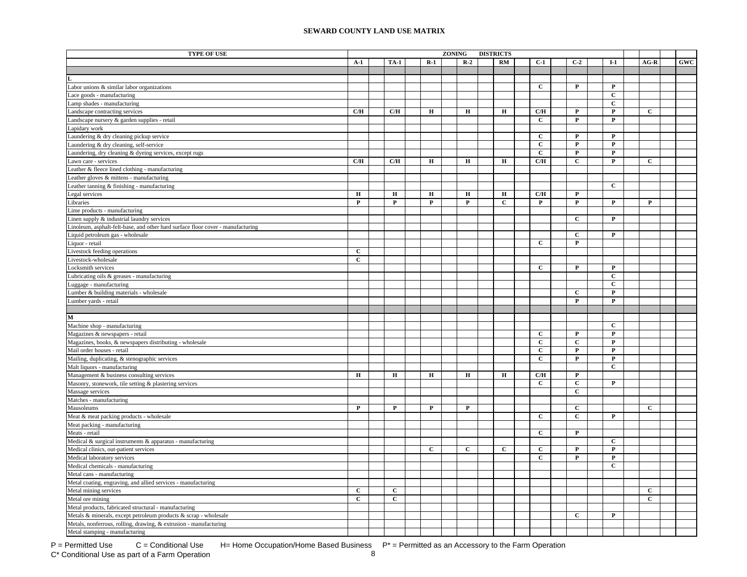# SEWARD COUNTY LAND USE MATRIX

| TYPE OF USE | A-1 | TA-1 | R-1 | R-2 | RM | C-1 | C-2 | I-1 | AG-R | GWC |
|---|---|---|---|---|---|---|---|---|---|---|
| **L** | | | | | | | | | | |
| Labor unions & similar labor organizations | | | | | | C | P | P | | |
| Lace goods - manufacturing | | | | | | | | C | | |
| Lamp shades - manufacturing | | | | | | | | C | | |
| Landscape contracting services | C/H | C/H | H | H | H | C/H | P | P | C | |
| Landscape nursery & garden supplies - retail | | | | | | C | P | P | | |
| Lapidary work | | | | | | | | | | |
| Laundering & dry cleaning pickup service | | | | | | C | P | P | | |
| Laundering & dry cleaning, self-service | | | | | | C | P | P | | |
| Laundering, dry cleaning & dyeing services, except rugs | | | | | | C | P | P | | |
| Lawn care - services | C/H | C/H | H | H | H | C/H | C | P | C | |
| Leather & fleece lined clothing - manufacturing | | | | | | | | | | |
| Leather gloves & mittens - manufacturing | | | | | | | | | | |
| Leather tanning & finishing - manufacturing | | | | | | | | C | | |
| Legal services | H | H | H | H | H | C/H | P | | | |
| Libraries | P | P | P | P | C | P | P | P | P | |
| Lime products - manufacturing | | | | | | | | | | |
| Linen supply & industrial laundry services | | | | | | | C | P | | |
| Linoleum, asphalt-felt-base, and other hard surface floor cover - manufacturing | | | | | | | | | | |
| Liquid petroleum gas - wholesale | | | | | | | C | P | | |
| Liquor - retail | | | | | | C | P | | | |
| Livestock feeding operations | C | | | | | | | | | |
| Livestock-wholesale | C | | | | | | | | | |
| Locksmith services | | | | | | C | P | P | | |
| Lubricating oils & greases - manufacturing | | | | | | | | C | | |
| Luggage - manufacturing | | | | | | | | C | | |
| Lumber & building materials - wholesale | | | | | | | C | P | | |
| Lumber yards - retail | | | | | | | P | P | | |
| **M** | | | | | | | | | | |
| Machine shop - manufacturing | | | | | | | | C | | |
| Magazines & newspapers - retail | | | | | | C | P | P | | |
| Magazines, books, & newspapers distributing - wholesale | | | | | | C | C | P | | |
| Mail order houses - retail | | | | | | C | P | P | | |
| Mailing, duplicating, & stenographic services | | | | | | C | P | P | | |
| Malt liquors - manufacturing | | | | | | | | C | | |
| Management & business consulting services | H | H | H | H | H | C/H | P | | | |
| Masonry, stonework, tile setting & plastering services | | | | | | C | C | P | | |
| Massage services | | | | | | | C | | | |
| Matches - manufacturing | | | | | | | | | | |
| Mausoleums | P | P | P | P | | | C | | C | |
| Meat & meat packing products - wholesale | | | | | | C | C | P | | |
| Meat packing - manufacturing | | | | | | | | | | |
| Meats - retail | | | | | | C | P | | | |
| Medical & surgical instruments & apparatus - manufacturing | | | | | | | | C | | |
| Medical clinics, out-patient services | | | C | C | C | C | P | P | | |
| Medical laboratory services | | | | | | C | P | P | | |
| Medical chemicals - manufacturing | | | | | | | | C | | |
| Metal cans - manufacturing | | | | | | | | | | |
| Metal coating, engraving, and allied services - manufacturing | | | | | | | | | | |
| Metal mining services | C | C | | | | | | | C | |
| Metal ore mining | C | C | | | | | | | C | |
| Metal products, fabricated structural - manufacturing | | | | | | | | | | |
| Metals & minerals, except petroleum products & scrap - wholesale | | | | | | | C | P | | |
| Metals, nonferrous, rolling, drawing, & extrusion - manufacturing | | | | | | | | | | |
| Metal stamping - manufacturing | | | | | | | | | | |

P = Permitted Use     C = Conditional Use     H= Home Occupation/Home Based Business     P* = Permitted as an Accessory to the Farm Operation
C* Conditional Use as part of a Farm Operation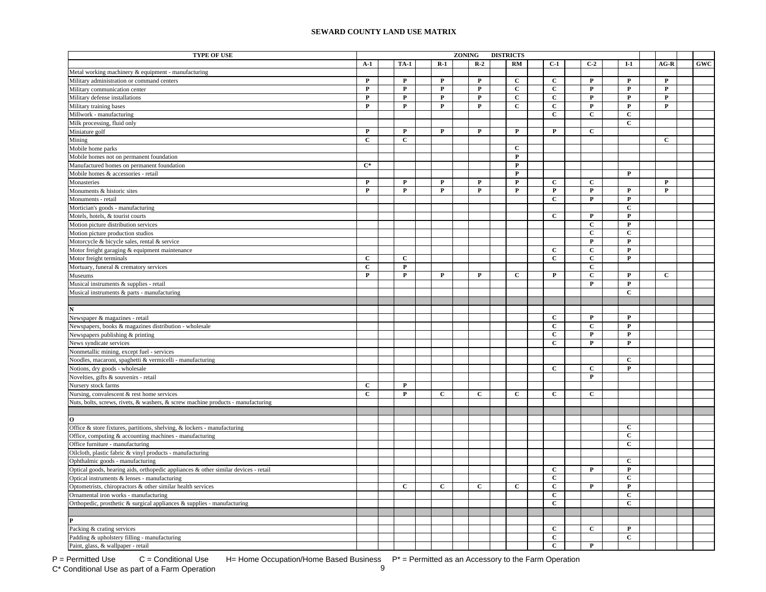**SEWARD COUNTY LAND USE MATRIX**

| TYPE OF USE | ZONING DISTRICTS | | | | | | | | | |
|---|---|---|---|---|---|---|---|---|---|---|
| | A-1 | TA-1 | R-1 | R-2 | RM | C-1 | C-2 | I-1 | AG-R | GWC |
| Metal working machinery & equipment - manufacturing | | | | | | | | | | |
| Military administration or command centers | P | P | P | P | C | C | P | P | P | |
| Military communication center | P | P | P | P | C | C | P | P | P | |
| Military defense installations | P | P | P | P | C | C | P | P | P | |
| Military training bases | P | P | P | P | C | C | P | P | P | |
| Millwork - manufacturing | | | | | | C | C | C | | |
| Milk processing, fluid only | | | | | | | | C | | |
| Miniature golf | P | P | P | P | P | P | C | | | |
| Mining | C | C | | | | | | | C | |
| Mobile home parks | | | | | C | | | | | |
| Mobile homes not on permanent foundation | | | | | P | | | | | |
| Manufactured homes on permanent foundation | C* | | | | P | | | | | |
| Mobile homes & accessories - retail | | | | | P | | | P | | |
| Monasteries | P | P | P | P | P | C | C | | P | |
| Monuments & historic sites | P | P | P | P | P | P | P | P | P | |
| Monuments - retail | | | | | | C | P | P | | |
| Mortician's goods - manufacturing | | | | | | | | C | | |
| Motels, hotels, & tourist courts | | | | | | C | P | P | | |
| Motion picture distribution services | | | | | | | C | P | | |
| Motion picture production studios | | | | | | | C | C | | |
| Motorcycle & bicycle sales, rental & service | | | | | | | P | P | | |
| Motor freight garaging & equipment maintenance | | | | | | C | C | P | | |
| Motor freight terminals | C | C | | | | C | C | P | | |
| Mortuary, funeral & crematory services | C | P | | | | | C | | | |
| Museums | P | P | P | P | C | P | C | P | C | |
| Musical instruments & supplies - retail | | | | | | | P | P | | |
| Musical instruments & parts - manufacturing | | | | | | | | C | | |
| | | | | | | | | | | |
| **N** | | | | | | | | | | |
| Newspaper & magazines - retail | | | | | | C | P | P | | |
| Newspapers, books & magazines distribution - wholesale | | | | | | C | C | P | | |
| Newspapers publishing & printing | | | | | | C | P | P | | |
| News syndicate services | | | | | | C | P | P | | |
| Nonmetallic mining, except fuel - services | | | | | | | | | | |
| Noodles, macaroni, spaghetti & vermicelli - manufacturing | | | | | | | | C | | |
| Notions, dry goods - wholesale | | | | | | C | C | P | | |
| Novelties, gifts & souvenirs - retail | | | | | | | P | | | |
| Nursery stock farms | C | P | | | | | | | | |
| Nursing, convalescent & rest home services | C | P | C | C | C | C | C | | | |
| Nuts, bolts, screws, rivets, & washers, & screw machine products - manufacturing | | | | | | | | | | |
| | | | | | | | | | | |
| **O** | | | | | | | | | | |
| Office & store fixtures, partitions, shelving, & lockers - manufacturing | | | | | | | | C | | |
| Office, computing & accounting machines - manufacturing | | | | | | | | C | | |
| Office furniture - manufacturing | | | | | | | | C | | |
| Oilcloth, plastic fabric & vinyl products - manufacturing | | | | | | | | | | |
| Ophthalmic goods - manufacturing | | | | | | | | C | | |
| Optical goods, hearing aids, orthopedic appliances & other similar devices - retail | | | | | | C | P | P | | |
| Optical instruments & lenses - manufacturing | | | | | | C | | C | | |
| Optometrists, chiropractors & other similar health services | | C | C | C | C | C | P | P | | |
| Ornamental iron works - manufacturing | | | | | | C | | C | | |
| Orthopedic, prosthetic & surgical appliances & supplies - manufacturing | | | | | | C | | C | | |
| | | | | | | | | | | |
| **P** | | | | | | | | | | |
| Packing & crating services | | | | | | C | C | P | | |
| Padding & upholstery filling - manufacturing | | | | | | C | | C | | |
| Paint, glass, & wallpaper - retail | | | | | | C | P | | | |

P = Permitted Use C = Conditional Use H= Home Occupation/Home Based Business P* = Permitted as an Accessory to the Farm Operation
C* Conditional Use as part of a Farm Operation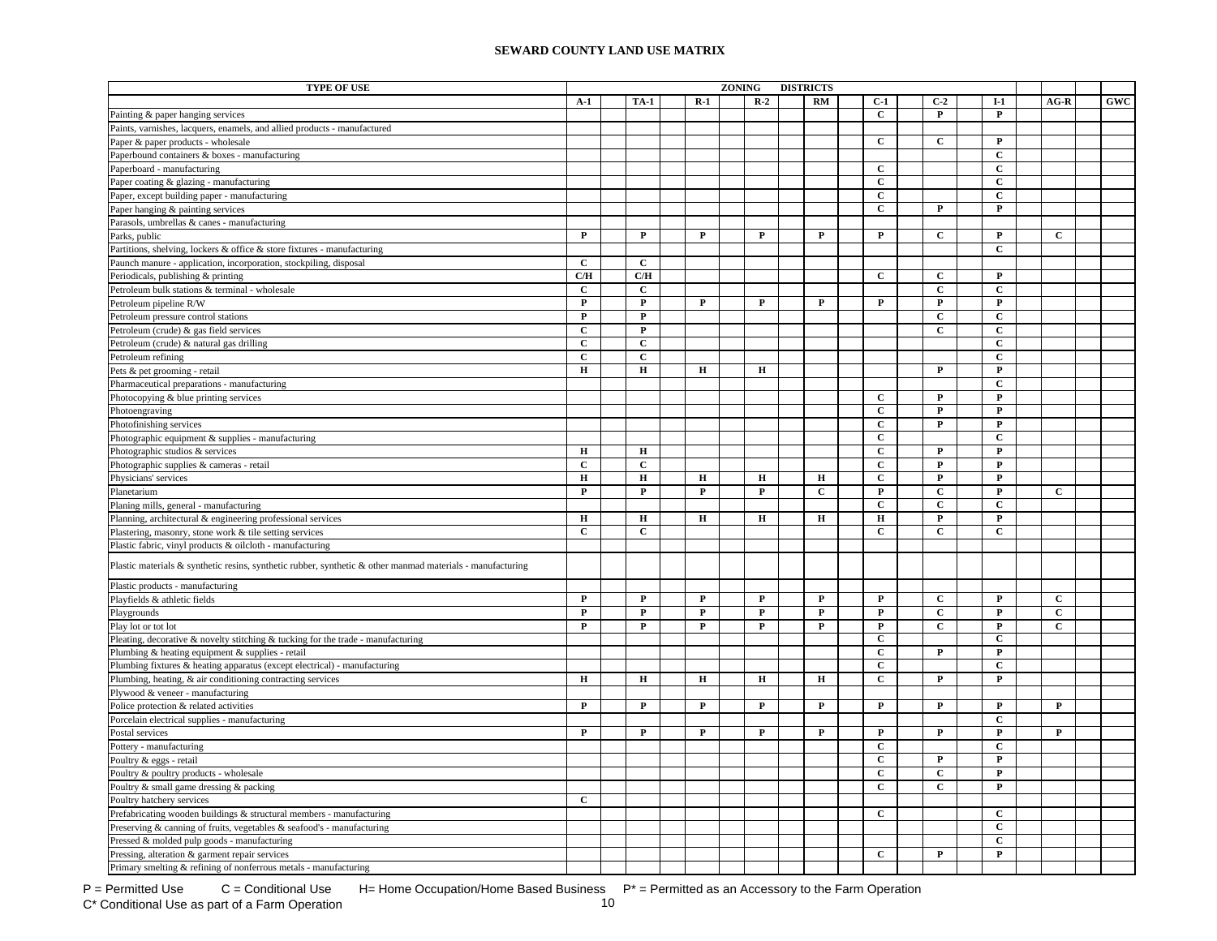# SEWARD COUNTY LAND USE MATRIX

| TYPE OF USE | A-1 | TA-1 | R-1 | R-2 | RM | C-1 | C-2 | I-1 | AG-R | GWC |
|---|---|---|---|---|---|---|---|---|---|---|
| Painting & paper hanging services | | | | | | C | P | P | | |
| Paints, varnishes, lacquers, enamels, and allied products - manufactured | | | | | | | | | | |
| Paper & paper products - wholesale | | | | | | C | C | P | | |
| Paperbound containers & boxes - manufacturing | | | | | | | | C | | |
| Paperboard - manufacturing | | | | | | C | | C | | |
| Paper coating & glazing - manufacturing | | | | | | C | | C | | |
| Paper, except building paper - manufacturing | | | | | | C | | C | | |
| Paper hanging & painting services | | | | | | C | P | P | | |
| Parasols, umbrellas & canes - manufacturing | | | | | | | | | | |
| Parks, public | P | P | P | P | P | P | C | P | C | |
| Partitions, shelving, lockers & office & store fixtures - manufacturing | | | | | | | | C | | |
| Paunch manure - application, incorporation, stockpiling, disposal | C | C | | | | | | | | |
| Periodicals, publishing & printing | C/H | C/H | | | | C | C | P | | |
| Petroleum bulk stations & terminal - wholesale | C | C | | | | | C | C | | |
| Petroleum pipeline R/W | P | P | P | P | P | P | P | P | | |
| Petroleum pressure control stations | P | P | | | | | C | C | | |
| Petroleum (crude) & gas field services | C | P | | | | | C | C | | |
| Petroleum (crude) & natural gas drilling | C | C | | | | | | C | | |
| Petroleum refining | C | C | | | | | | C | | |
| Pets & pet grooming - retail | H | H | H | H | | | P | P | | |
| Pharmaceutical preparations - manufacturing | | | | | | | | C | | |
| Photocopying & blue printing services | | | | | | C | P | P | | |
| Photoengraving | | | | | | C | P | P | | |
| Photofinishing services | | | | | | C | P | P | | |
| Photographic equipment & supplies - manufacturing | | | | | | C | | C | | |
| Photographic studios & services | H | H | | | | C | P | P | | |
| Photographic supplies & cameras - retail | C | C | | | | C | P | P | | |
| Physicians' services | H | H | H | H | H | C | P | P | | |
| Planetarium | P | P | P | P | C | P | C | P | C | |
| Planing mills, general - manufacturing | | | | | | C | C | C | | |
| Planning, architectural & engineering professional services | H | H | H | H | H | H | P | P | | |
| Plastering, masonry, stone work & tile setting services | C | C | | | | C | C | C | | |
| Plastic fabric, vinyl products & oilcloth - manufacturing | | | | | | | | | | |
| Plastic materials & synthetic resins, synthetic rubber, synthetic & other manmad materials - manufacturing | | | | | | | | | | |
| Plastic products - manufacturing | | | | | | | | | | |
| Playfields & athletic fields | P | P | P | P | P | P | C | P | C | |
| Playgrounds | P | P | P | P | P | P | C | P | C | |
| Play lot or tot lot | P | P | P | P | P | P | C | P | C | |
| Pleating, decorative & novelty stitching & tucking for the trade - manufacturing | | | | | | C | | C | | |
| Plumbing & heating equipment & supplies - retail | | | | | | C | P | P | | |
| Plumbing fixtures & heating apparatus (except electrical) - manufacturing | | | | | | C | | C | | |
| Plumbing, heating, & air conditioning contracting services | H | H | H | H | H | C | P | P | | |
| Plywood & veneer - manufacturing | | | | | | | | | | |
| Police protection & related activities | P | P | P | P | P | P | P | P | P | |
| Porcelain electrical supplies - manufacturing | | | | | | | | C | | |
| Postal services | P | P | P | P | P | P | P | P | P | |
| Pottery - manufacturing | | | | | | C | | C | | |
| Poultry & eggs - retail | | | | | | C | P | P | | |
| Poultry & poultry products - wholesale | | | | | | C | C | P | | |
| Poultry & small game dressing & packing | | | | | | C | C | P | | |
| Poultry hatchery services | C | | | | | | | | | |
| Prefabricating wooden buildings & structural members - manufacturing | | | | | | C | | C | | |
| Preserving & canning of fruits, vegetables & seafood's - manufacturing | | | | | | | | C | | |
| Pressed & molded pulp goods - manufacturing | | | | | | | | C | | |
| Pressing, alteration & garment repair services | | | | | | C | P | P | | |
| Primary smelting & refining of nonferrous metals - manufacturing | | | | | | | | | | |

P = Permitted Use  C = Conditional Use  H= Home Occupation/Home Based Business  P* = Permitted as an Accessory to the Farm Operation
C* Conditional Use as part of a Farm Operation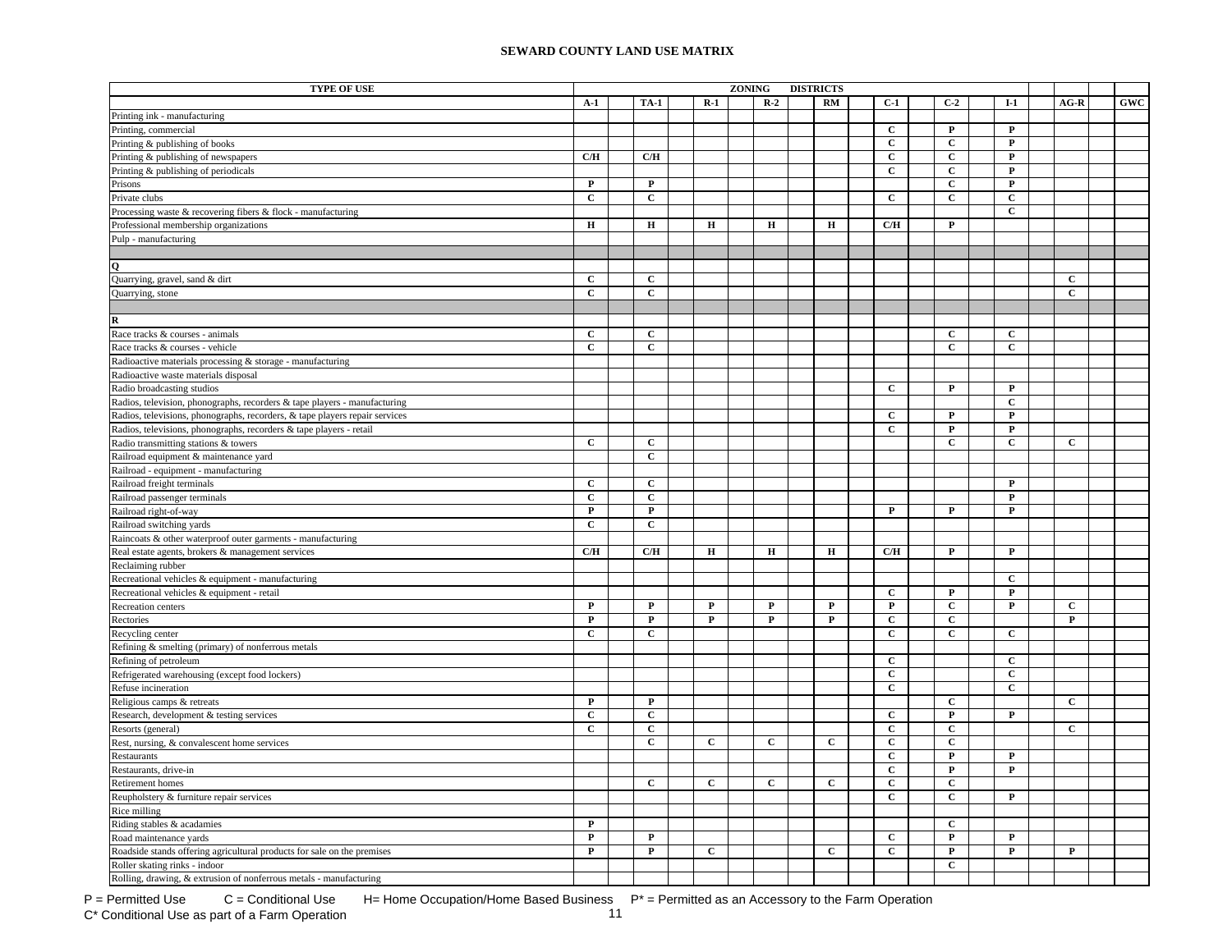## SEWARD COUNTY LAND USE MATRIX

| TYPE OF USE | ZONING DISTRICTS | | | | | | | | | |
|---|---|---|---|---|---|---|---|---|---|---|
| | A-1 | TA-1 | R-1 | R-2 | RM | C-1 | C-2 | I-1 | AG-R | GWC |
| Printing ink - manufacturing | | | | | | | | | | |
| Printing, commercial | | | | | | C | P | P | | |
| Printing & publishing of books | | | | | | C | C | P | | |
| Printing & publishing of newspapers | C/H | C/H | | | | C | C | P | | |
| Printing & publishing of periodicals | | | | | | C | C | P | | |
| Prisons | P | P | | | | | C | P | | |
| Private clubs | C | C | | | | C | C | C | | |
| Processing waste & recovering fibers & flock - manufacturing | | | | | | | | C | | |
| Professional membership organizations | H | H | H | H | H | C/H | P | | | |
| Pulp - manufacturing | | | | | | | | | | |
| | | | | | | | | | | |
| **Q** | | | | | | | | | | |
| Quarrying, gravel, sand & dirt | C | C | | | | | | | C | |
| Quarrying, stone | C | C | | | | | | | C | |
| | | | | | | | | | | |
| **R** | | | | | | | | | | |
| Race tracks & courses - animals | C | C | | | | | C | C | | |
| Race tracks & courses - vehicle | C | C | | | | | C | C | | |
| Radioactive materials processing & storage - manufacturing | | | | | | | | | | |
| Radioactive waste materials disposal | | | | | | | | | | |
| Radio broadcasting studios | | | | | | C | P | P | | |
| Radios, television, phonographs, recorders & tape players - manufacturing | | | | | | | | C | | |
| Radios, televisions, phonographs, recorders, & tape players repair services | | | | | | C | P | P | | |
| Radios, televisions, phonographs, recorders & tape players - retail | | | | | | C | P | P | | |
| Radio transmitting stations & towers | C | C | | | | | C | C | C | |
| Railroad equipment & maintenance yard | | C | | | | | | | | |
| Railroad - equipment - manufacturing | | | | | | | | | | |
| Railroad freight terminals | C | C | | | | | | P | | |
| Railroad passenger terminals | C | C | | | | | | P | | |
| Railroad right-of-way | P | P | | | | P | P | P | | |
| Railroad switching yards | C | C | | | | | | | | |
| Raincoats & other waterproof outer garments - manufacturing | | | | | | | | | | |
| Real estate agents, brokers & management services | C/H | C/H | H | H | H | C/H | P | P | | |
| Reclaiming rubber | | | | | | | | | | |
| Recreational vehicles & equipment - manufacturing | | | | | | | | C | | |
| Recreational vehicles & equipment - retail | | | | | | C | P | P | | |
| Recreation centers | P | P | P | P | P | P | C | P | C | |
| Rectories | P | P | P | P | P | C | C | | P | |
| Recycling center | C | C | | | | C | C | C | | |
| Refining & smelting (primary) of nonferrous metals | | | | | | | | | | |
| Refining of petroleum | | | | | | C | | C | | |
| Refrigerated warehousing (except food lockers) | | | | | | C | | C | | |
| Refuse incineration | | | | | | C | | C | | |
| Religious camps & retreats | P | P | | | | | C | | C | |
| Research, development & testing services | C | C | | | | C | P | P | | |
| Resorts (general) | C | C | | | | C | C | | C | |
| Rest, nursing, & convalescent home services | | C | C | C | C | C | C | | | |
| Restaurants | | | | | | C | P | P | | |
| Restaurants, drive-in | | | | | | C | P | P | | |
| Retirement homes | | C | C | C | C | C | C | | | |
| Reupholstery & furniture repair services | | | | | | C | C | P | | |
| Rice milling | | | | | | | | | | |
| Riding stables & acadamies | P | | | | | | C | | | |
| Road maintenance yards | P | P | | | | C | P | P | | |
| Roadside stands offering agricultural products for sale on the premises | P | P | C | | C | C | P | P | P | |
| Roller skating rinks - indoor | | | | | | | C | | | |
| Rolling, drawing, & extrusion of nonferrous metals - manufacturing | | | | | | | | | | |

P = Permitted Use    C = Conditional Use    H= Home Occupation/Home Based Business    P* = Permitted as an Accessory to the Farm Operation
C* Conditional Use as part of a Farm Operation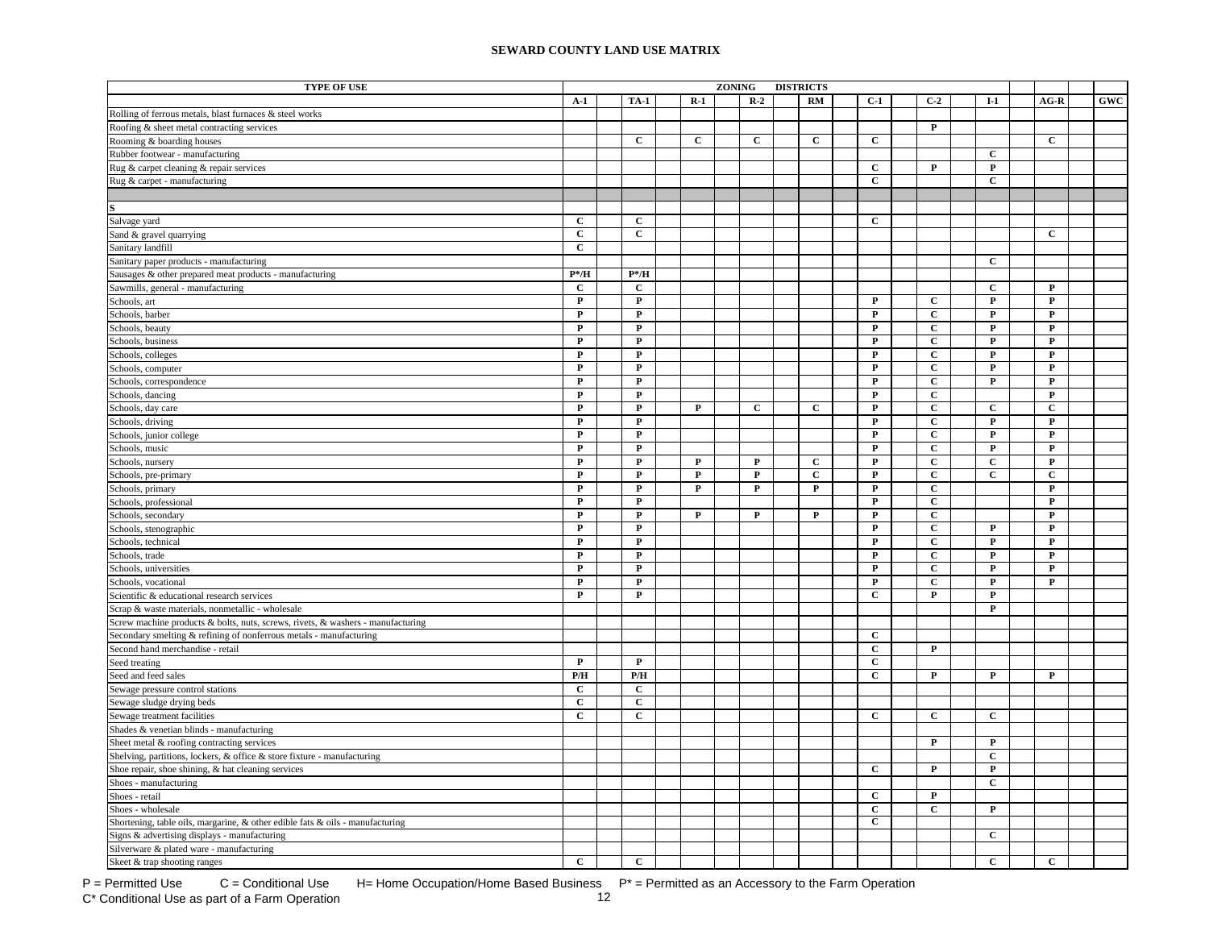# SEWARD COUNTY LAND USE MATRIX

| TYPE OF USE | ZONING DISTRICTS | | | | | | | | | |
|---|---|---|---|---|---|---|---|---|---|---|
| | A-1 | TA-1 | R-1 | R-2 | RM | C-1 | C-2 | I-1 | AG-R | GWC |
| Rolling of ferrous metals, blast furnaces & steel works | | | | | | | | | | |
| Roofing & sheet metal contracting services | | | | | | | P | | | |
| Rooming & boarding houses | | C | C | C | C | C | | | C | |
| Rubber footwear - manufacturing | | | | | | | | C | | |
| Rug & carpet cleaning & repair services | | | | | | C | P | P | | |
| Rug & carpet - manufacturing | | | | | | C | | C | | |
| | | | | | | | | | | |
| **S** | | | | | | | | | | |
| Salvage yard | C | C | | | | C | | | | |
| Sand & gravel quarrying | C | C | | | | | | | C | |
| Sanitary landfill | C | | | | | | | | | |
| Sanitary paper products - manufacturing | | | | | | | | C | | |
| Sausages & other prepared meat products - manufacturing | P*/H | P*/H | | | | | | | | |
| Sawmills, general - manufacturing | C | C | | | | | | C | P | |
| Schools, art | P | P | | | | P | C | P | P | |
| Schools, barber | P | P | | | | P | C | P | P | |
| Schools, beauty | P | P | | | | P | C | P | P | |
| Schools, business | P | P | | | | P | C | P | P | |
| Schools, colleges | P | P | | | | P | C | P | P | |
| Schools, computer | P | P | | | | P | C | P | P | |
| Schools, correspondence | P | P | | | | P | C | P | P | |
| Schools, dancing | P | P | | | | P | C | | P | |
| Schools, day care | P | P | P | C | C | P | C | C | C | |
| Schools, driving | P | P | | | | P | C | P | P | |
| Schools, junior college | P | P | | | | P | C | P | P | |
| Schools, music | P | P | | | | P | C | P | P | |
| Schools, nursery | P | P | P | P | C | P | C | C | P | |
| Schools, pre-primary | P | P | P | P | C | P | C | C | C | |
| Schools, primary | P | P | P | P | P | P | C | | P | |
| Schools, professional | P | P | | | | P | C | | P | |
| Schools, secondary | P | P | P | P | P | P | C | | P | |
| Schools, stenographic | P | P | | | | P | C | P | P | |
| Schools, technical | P | P | | | | P | C | P | P | |
| Schools, trade | P | P | | | | P | C | P | P | |
| Schools, universities | P | P | | | | P | C | P | P | |
| Schools, vocational | P | P | | | | P | C | P | P | |
| Scientific & educational research services | P | P | | | | C | P | P | | |
| Scrap & waste materials, nonmetallic - wholesale | | | | | | | | P | | |
| Screw machine products & bolts, nuts, screws, rivets, & washers - manufacturing | | | | | | | | | | |
| Secondary smelting & refining of nonferrous metals - manufacturing | | | | | | C | | | | |
| Second hand merchandise - retail | | | | | | C | P | | | |
| Seed treating | P | P | | | | C | | | | |
| Seed and feed sales | P/H | P/H | | | | C | P | P | P | |
| Sewage pressure control stations | C | C | | | | | | | | |
| Sewage sludge drying beds | C | C | | | | | | | | |
| Sewage treatment facilities | C | C | | | | C | C | C | | |
| Shades & venetian blinds - manufacturing | | | | | | | | | | |
| Sheet metal & roofing contracting services | | | | | | | P | P | | |
| Shelving, partitions, lockers, & office & store fixture - manufacturing | | | | | | | | C | | |
| Shoe repair, shoe shining, & hat cleaning services | | | | | | C | P | P | | |
| Shoes - manufacturing | | | | | | | | C | | |
| Shoes - retail | | | | | | C | P | | | |
| Shoes - wholesale | | | | | | C | C | P | | |
| Shortening, table oils, margarine, & other edible fats & oils - manufacturing | | | | | | C | | | | |
| Signs & advertising displays - manufacturing | | | | | | | | C | | |
| Silverware & plated ware - manufacturing | | | | | | | | | | |
| Skeet & trap shooting ranges | C | C | | | | | | C | C | |

P = Permitted Use   C = Conditional Use   H= Home Occupation/Home Based Business   P* = Permitted as an Accessory to the Farm Operation
C* Conditional Use as part of a Farm Operation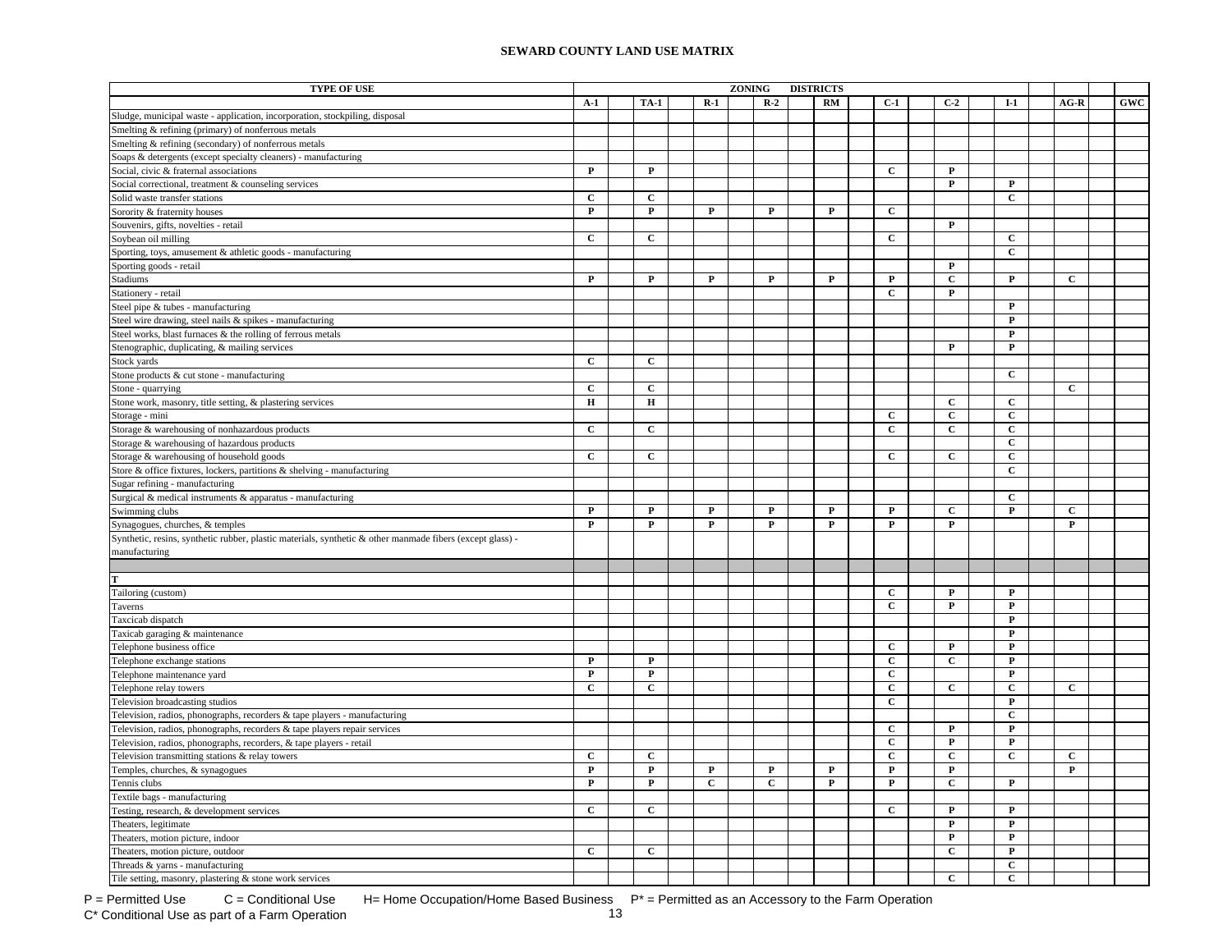# SEWARD COUNTY LAND USE MATRIX

| TYPE OF USE | ZONING DISTRICTS | | | | | | | | | |
|---|---|---|---|---|---|---|---|---|---|---|
| | A-1 | TA-1 | R-1 | R-2 | RM | C-1 | C-2 | I-1 | AG-R | GWC |
| Sludge, municipal waste - application, incorporation, stockpiling, disposal | | | | | | | | | | |
| Smelting & refining (primary) of nonferrous metals | | | | | | | | | | |
| Smelting & refining (secondary) of nonferrous metals | | | | | | | | | | |
| Soaps & detergents (except specialty cleaners) - manufacturing | | | | | | | | | | |
| Social, civic & fraternal associations | P | P | | | | C | P | | | |
| Social correctional, treatment & counseling services | | | | | | | P | P | | |
| Solid waste transfer stations | C | C | | | | | | C | | |
| Sorority & fraternity houses | P | P | P | P | P | C | | | | |
| Souvenirs, gifts, novelties - retail | | | | | | | P | | | |
| Soybean oil milling | C | C | | | | C | | C | | |
| Sporting, toys, amusement & athletic goods - manufacturing | | | | | | | | C | | |
| Sporting goods - retail | | | | | | | P | | | |
| Stadiums | P | P | P | P | P | P | C | P | C | |
| Stationery - retail | | | | | | C | P | | | |
| Steel pipe & tubes - manufacturing | | | | | | | | P | | |
| Steel wire drawing, steel nails & spikes - manufacturing | | | | | | | | P | | |
| Steel works, blast furnaces & the rolling of ferrous metals | | | | | | | | P | | |
| Stenographic, duplicating, & mailing services | | | | | | | P | P | | |
| Stock yards | C | C | | | | | | | | |
| Stone products & cut stone - manufacturing | | | | | | | | C | | |
| Stone - quarrying | C | C | | | | | | | C | |
| Stone work, masonry, title setting, & plastering services | H | H | | | | | C | C | | |
| Storage - mini | | | | | | C | C | C | | |
| Storage & warehousing of nonhazardous products | C | C | | | | C | C | C | | |
| Storage & warehousing of hazardous products | | | | | | | | C | | |
| Storage & warehousing of household goods | C | C | | | | C | C | C | | |
| Store & office fixtures, lockers, partitions & shelving - manufacturing | | | | | | | | C | | |
| Sugar refining - manufacturing | | | | | | | | | | |
| Surgical & medical instruments & apparatus - manufacturing | | | | | | | | C | | |
| Swimming clubs | P | P | P | P | P | P | C | P | C | |
| Synagogues, churches, & temples | P | P | P | P | P | P | P | | P | |
| Synthetic, resins, synthetic rubber, plastic materials, synthetic & other manmade fibers (except glass) - manufacturing | | | | | | | | | | |
| | | | | | | | | | | |
| **T** | | | | | | | | | | |
| Tailoring (custom) | | | | | | C | P | P | | |
| Taverns | | | | | | C | P | P | | |
| Taxicab dispatch | | | | | | | | P | | |
| Taxicab garaging & maintenance | | | | | | | | P | | |
| Telephone business office | | | | | | C | P | P | | |
| Telephone exchange stations | P | P | | | | C | C | P | | |
| Telephone maintenance yard | P | P | | | | C | | P | | |
| Telephone relay towers | C | C | | | | C | C | C | C | |
| Television broadcasting studios | | | | | | C | | P | | |
| Television, radios, phonographs, recorders & tape players - manufacturing | | | | | | | | C | | |
| Television, radios, phonographs, recorders & tape players repair services | | | | | | C | P | P | | |
| Television, radios, phonographs, recorders, & tape players - retail | | | | | | C | P | P | | |
| Television transmitting stations & relay towers | C | C | | | | C | C | C | C | |
| Temples, churches, & synagogues | P | P | P | P | P | P | P | | P | |
| Tennis clubs | P | P | C | C | P | P | C | P | | |
| Textile bags - manufacturing | | | | | | | | | | |
| Testing, research, & development services | C | C | | | | C | P | P | | |
| Theaters, legitimate | | | | | | | P | P | | |
| Theaters, motion picture, indoor | | | | | | | P | P | | |
| Theaters, motion picture, outdoor | C | C | | | | | C | P | | |
| Threads & yarns - manufacturing | | | | | | | | C | | |
| Tile setting, masonry, plastering & stone work services | | | | | | | C | C | | |

P = Permitted Use  C = Conditional Use  H= Home Occupation/Home Based Business  P* = Permitted as an Accessory to the Farm Operation
C* Conditional Use as part of a Farm Operation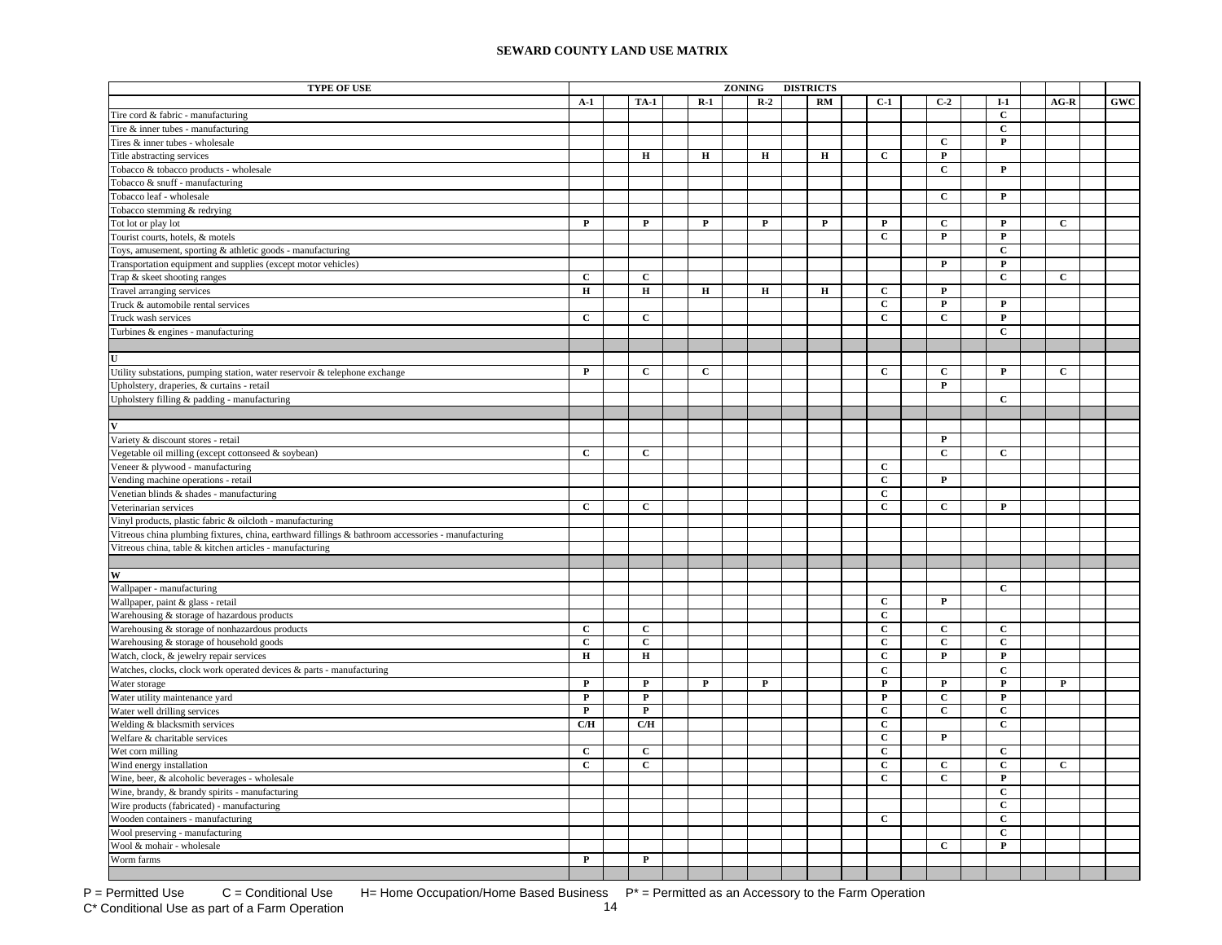# SEWARD COUNTY LAND USE MATRIX

| TYPE OF USE | A-1 | TA-1 | R-1 | R-2 | RM | C-1 | C-2 | I-1 | AG-R | GWC |
|---|---|---|---|---|---|---|---|---|---|---|
| Tire cord & fabric - manufacturing | | | | | | | | C | | |
| Tire & inner tubes - manufacturing | | | | | | | | C | | |
| Tires & inner tubes - wholesale | | | | | | | C | P | | |
| Title abstracting services | | H | H | H | H | C | P | | | |
| Tobacco & tobacco products - wholesale | | | | | | | C | P | | |
| Tobacco & snuff - manufacturing | | | | | | | | | | |
| Tobacco leaf - wholesale | | | | | | | C | P | | |
| Tobacco stemming & redrying | | | | | | | | | | |
| Tot lot or play lot | P | P | P | P | P | P | C | P | C | |
| Tourist courts, hotels, & motels | | | | | | C | P | P | | |
| Toys, amusement, sporting & athletic goods - manufacturing | | | | | | | | C | | |
| Transportation equipment and supplies (except motor vehicles) | | | | | | | P | P | | |
| Trap & skeet shooting ranges | C | C | | | | | | C | C | |
| Travel arranging services | H | H | H | H | H | C | P | | | |
| Truck & automobile rental services | | | | | | C | P | P | | |
| Truck wash services | C | C | | | | C | C | P | | |
| Turbines & engines - manufacturing | | | | | | | | C | | |
| | | | | | | | | | | |
| **U** | | | | | | | | | | |
| Utility substations, pumping station, water reservoir & telephone exchange | P | C | C | | | C | C | P | C | |
| Upholstery, draperies, & curtains - retail | | | | | | | P | | | |
| Upholstery filling & padding - manufacturing | | | | | | | | C | | |
| | | | | | | | | | | |
| **V** | | | | | | | | | | |
| Variety & discount stores - retail | | | | | | | P | | | |
| Vegetable oil milling (except cottonseed & soybean) | C | C | | | | | C | C | | |
| Veneer & plywood - manufacturing | | | | | | C | | | | |
| Vending machine operations - retail | | | | | | C | P | | | |
| Venetian blinds & shades - manufacturing | | | | | | C | | | | |
| Veterinarian services | C | C | | | | C | C | P | | |
| Vinyl products, plastic fabric & oilcloth - manufacturing | | | | | | | | | | |
| Vitreous china plumbing fixtures, china, earthward fillings & bathroom accessories - manufacturing | | | | | | | | | | |
| Vitreous china, table & kitchen articles - manufacturing | | | | | | | | | | |
| | | | | | | | | | | |
| **W** | | | | | | | | | | |
| Wallpaper - manufacturing | | | | | | | | C | | |
| Wallpaper, paint & glass - retail | | | | | | C | P | | | |
| Warehousing & storage of hazardous products | | | | | | C | | | | |
| Warehousing & storage of nonhazardous products | C | C | | | | C | C | C | | |
| Warehousing & storage of household goods | C | C | | | | C | C | C | | |
| Watch, clock, & jewelry repair services | H | H | | | | C | P | P | | |
| Watches, clocks, clock work operated devices & parts - manufacturing | | | | | | C | | C | | |
| Water storage | P | P | P | P | | P | P | P | P | |
| Water utility maintenance yard | P | P | | | | P | C | P | | |
| Water well drilling services | P | P | | | | C | C | C | | |
| Welding & blacksmith services | C/H | C/H | | | | C | | C | | |
| Welfare & charitable services | | | | | | C | P | | | |
| Wet corn milling | C | C | | | | C | | C | | |
| Wind energy installation | C | C | | | | C | C | C | C | |
| Wine, beer, & alcoholic beverages - wholesale | | | | | | C | C | P | | |
| Wine, brandy, & brandy spirits - manufacturing | | | | | | | | C | | |
| Wire products (fabricated) - manufacturing | | | | | | | | C | | |
| Wooden containers - manufacturing | | | | | | C | | C | | |
| Wool preserving - manufacturing | | | | | | | | C | | |
| Wool & mohair - wholesale | | | | | | | C | P | | |
| Worm farms | P | P | | | | | | | | |

P = Permitted Use  C = Conditional Use  H= Home Occupation/Home Based Business  P* = Permitted as an Accessory to the Farm Operation
C* Conditional Use as part of a Farm Operation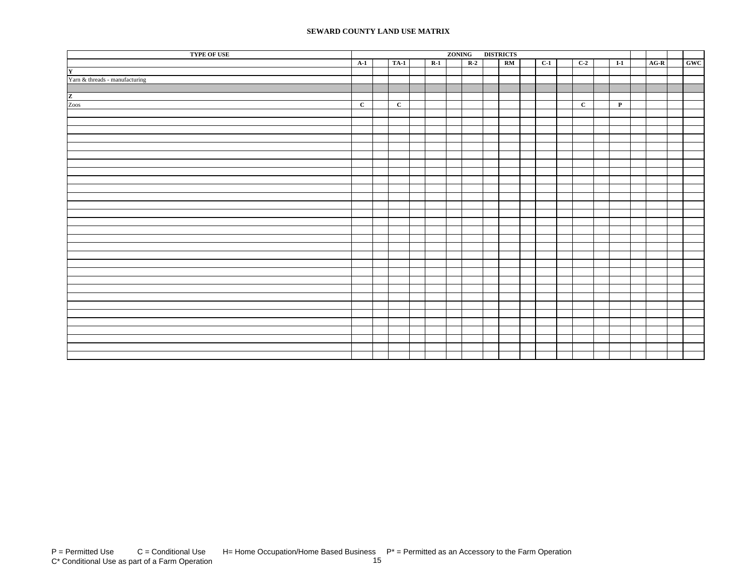# SEWARD COUNTY LAND USE MATRIX

| TYPE OF USE | ZONING DISTRICTS | | | | | | | | | | | | | | | | | | |
|---|---|---|---|---|---|---|---|---|---|---|---|---|---|---|---|---|---|---|---|
| | A-1 | | TA-1 | | R-1 | | R-2 | | RM | | C-1 | | C-2 | | I-1 | | AG-R | | GWC |
| **Y** | | | | | | | | | | | | | | | | | | | |
| Yarn & threads - manufacturing | | | | | | | | | | | | | | | | | | | |
| | | | | | | | | | | | | | | | | | | | |
| **Z** | | | | | | | | | | | | | | | | | | | |
| Zoos | C | | C | | | | | | | | | | C | | P | | | | |

P = Permitted Use   C = Conditional Use   H= Home Occupation/Home Based Business   P* = Permitted as an Accessory to the Farm Operation
C* Conditional Use as part of a Farm Operation